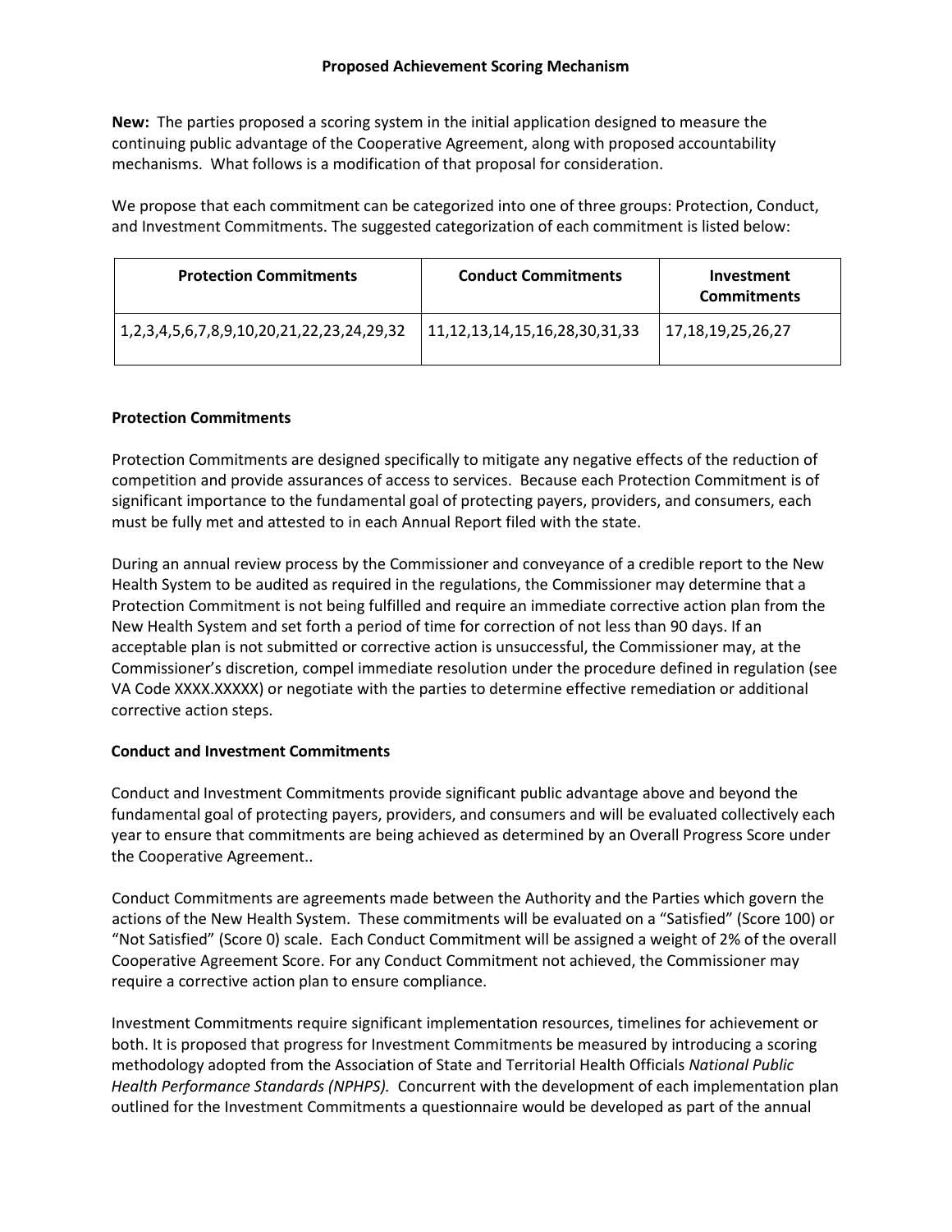**Proposed Achievement Scoring Mechanism**

**New:** The parties proposed a scoring system in the initial application designed to measure the continuing public advantage of the Cooperative Agreement, along with proposed accountability mechanisms. What follows is a modification of that proposal for consideration.

We propose that each commitment can be categorized into one of three groups: Protection, Conduct, and Investment Commitments. The suggested categorization of each commitment is listed below:

| Protection Commitments | Conduct Commitments | Investment Commitments |
| --- | --- | --- |
| 1,2,3,4,5,6,7,8,9,10,20,21,22,23,24,29,32 | 11,12,13,14,15,16,28,30,31,33 | 17,18,19,25,26,27 |

**Protection Commitments**

Protection Commitments are designed specifically to mitigate any negative effects of the reduction of competition and provide assurances of access to services. Because each Protection Commitment is of significant importance to the fundamental goal of protecting payers, providers, and consumers, each must be fully met and attested to in each Annual Report filed with the state.

During an annual review process by the Commissioner and conveyance of a credible report to the New Health System to be audited as required in the regulations, the Commissioner may determine that a Protection Commitment is not being fulfilled and require an immediate corrective action plan from the New Health System and set forth a period of time for correction of not less than 90 days. If an acceptable plan is not submitted or corrective action is unsuccessful, the Commissioner may, at the Commissioner's discretion, compel immediate resolution under the procedure defined in regulation (see VA Code XXXX.XXXXX) or negotiate with the parties to determine effective remediation or additional corrective action steps.

**Conduct and Investment Commitments**

Conduct and Investment Commitments provide significant public advantage above and beyond the fundamental goal of protecting payers, providers, and consumers and will be evaluated collectively each year to ensure that commitments are being achieved as determined by an Overall Progress Score under the Cooperative Agreement..

Conduct Commitments are agreements made between the Authority and the Parties which govern the actions of the New Health System. These commitments will be evaluated on a "Satisfied" (Score 100) or "Not Satisfied" (Score 0) scale. Each Conduct Commitment will be assigned a weight of 2% of the overall Cooperative Agreement Score. For any Conduct Commitment not achieved, the Commissioner may require a corrective action plan to ensure compliance.

Investment Commitments require significant implementation resources, timelines for achievement or both. It is proposed that progress for Investment Commitments be measured by introducing a scoring methodology adopted from the Association of State and Territorial Health Officials *National Public Health Performance Standards (NPHPS).* Concurrent with the development of each implementation plan outlined for the Investment Commitments a questionnaire would be developed as part of the annual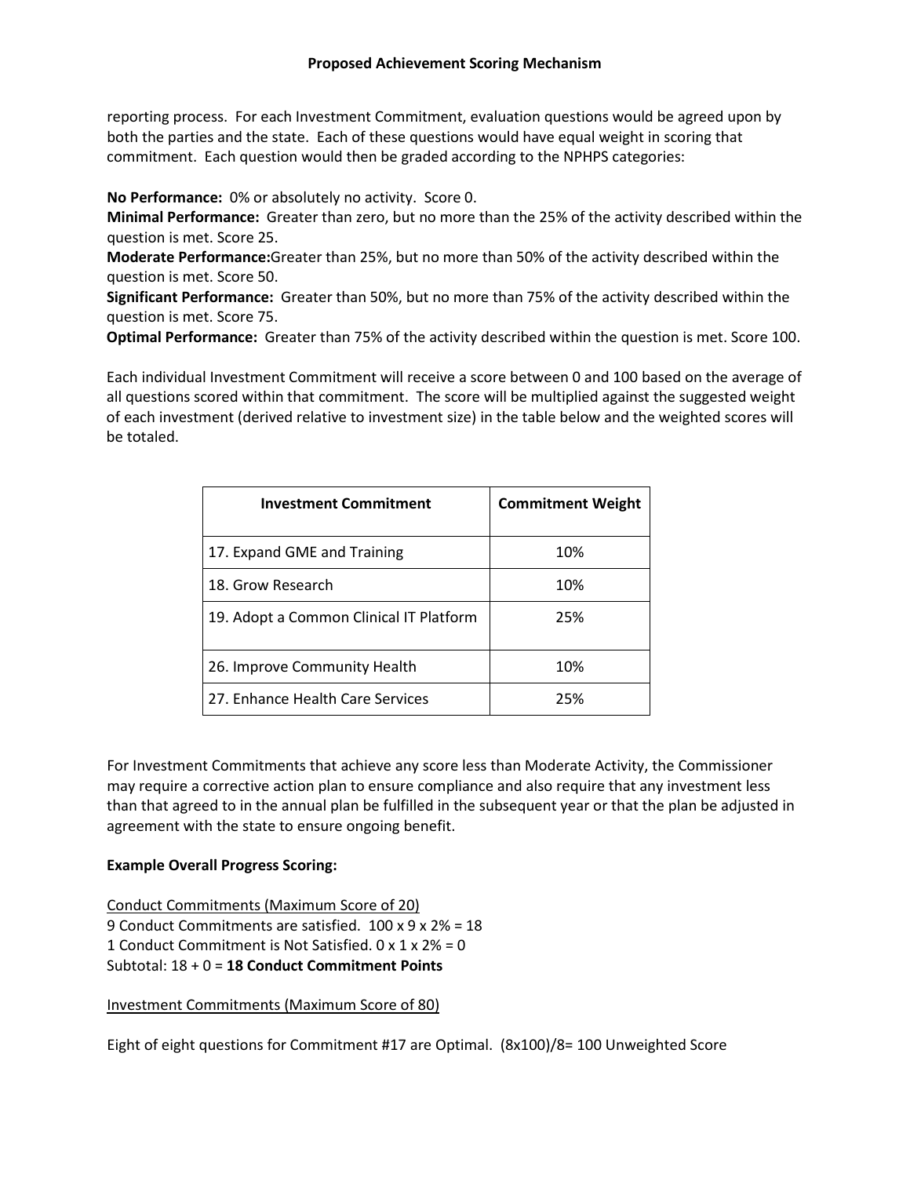reporting process. For each Investment Commitment, evaluation questions would be agreed upon by both the parties and the state. Each of these questions would have equal weight in scoring that commitment. Each question would then be graded according to the NPHPS categories:

**No Performance:** 0% or absolutely no activity. Score 0.
**Minimal Performance:** Greater than zero, but no more than the 25% of the activity described within the question is met. Score 25.
**Moderate Performance:** Greater than 25%, but no more than 50% of the activity described within the question is met. Score 50.
**Significant Performance:** Greater than 50%, but no more than 75% of the activity described within the question is met. Score 75.
**Optimal Performance:** Greater than 75% of the activity described within the question is met. Score 100.

Each individual Investment Commitment will receive a score between 0 and 100 based on the average of all questions scored within that commitment. The score will be multiplied against the suggested weight of each investment (derived relative to investment size) in the table below and the weighted scores will be totaled.

| Investment Commitment | Commitment Weight |
|---|---|
| 17. Expand GME and Training | 10% |
| 18. Grow Research | 10% |
| 19. Adopt a Common Clinical IT Platform | 25% |
| 26. Improve Community Health | 10% |
| 27. Enhance Health Care Services | 25% |

For Investment Commitments that achieve any score less than Moderate Activity, the Commissioner may require a corrective action plan to ensure compliance and also require that any investment less than that agreed to in the annual plan be fulfilled in the subsequent year or that the plan be adjusted in agreement with the state to ensure ongoing benefit.

**Example Overall Progress Scoring:**

Conduct Commitments (Maximum Score of 20)
9 Conduct Commitments are satisfied. 100 x 9 x 2% = 18
1 Conduct Commitment is Not Satisfied. 0 x 1 x 2% = 0
Subtotal: 18 + 0 = **18 Conduct Commitment Points**

Investment Commitments (Maximum Score of 80)

Eight of eight questions for Commitment #17 are Optimal. (8x100)/8= 100 Unweighted Score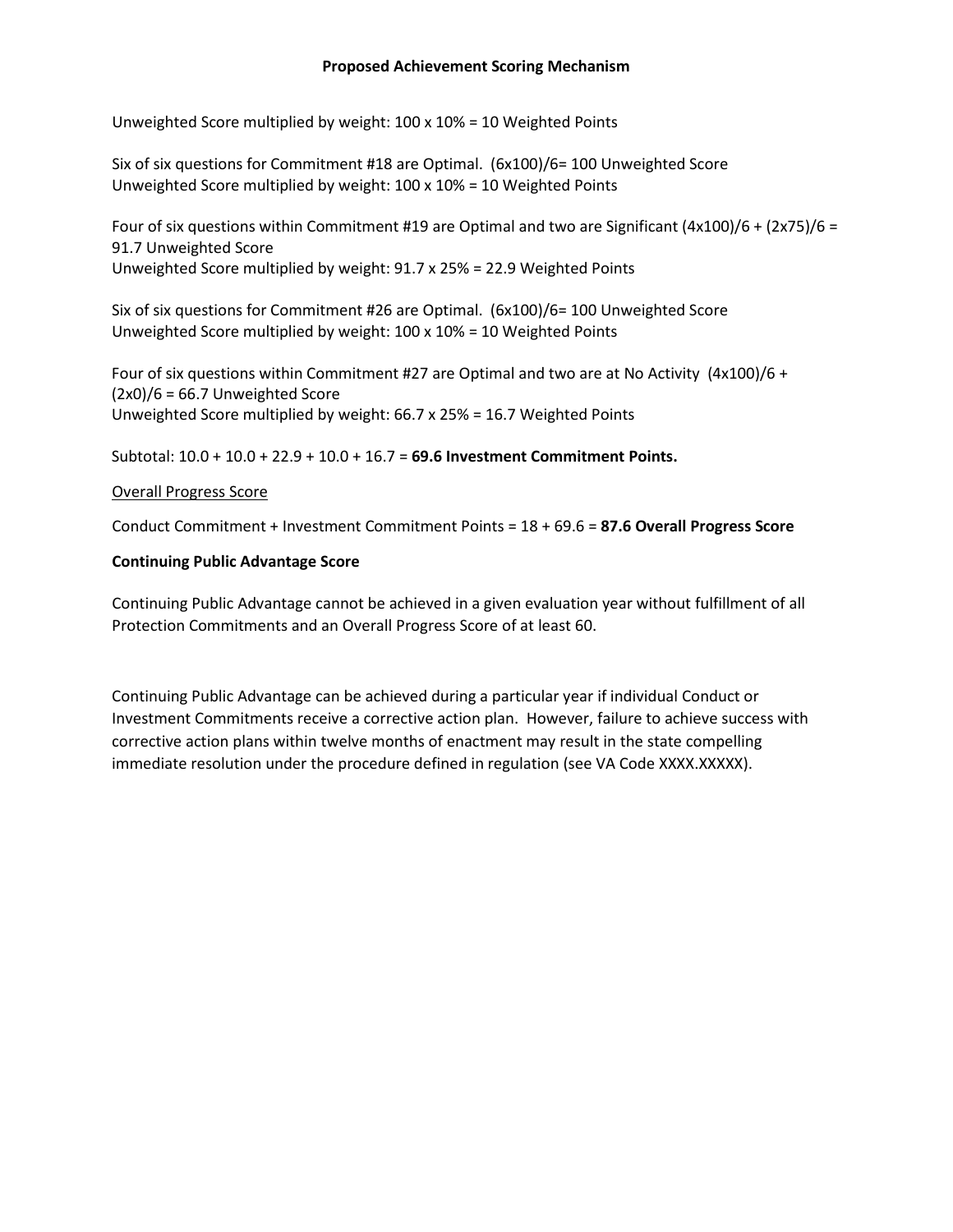Unweighted Score multiplied by weight: 100 x 10% = 10 Weighted Points

Six of six questions for Commitment #18 are Optimal. (6x100)/6= 100 Unweighted Score
Unweighted Score multiplied by weight: 100 x 10% = 10 Weighted Points

Four of six questions within Commitment #19 are Optimal and two are Significant (4x100)/6 + (2x75)/6 = 91.7 Unweighted Score
Unweighted Score multiplied by weight: 91.7 x 25% = 22.9 Weighted Points

Six of six questions for Commitment #26 are Optimal. (6x100)/6= 100 Unweighted Score
Unweighted Score multiplied by weight: 100 x 10% = 10 Weighted Points

Four of six questions within Commitment #27 are Optimal and two are at No Activity (4x100)/6 + (2x0)/6 = 66.7 Unweighted Score
Unweighted Score multiplied by weight: 66.7 x 25% = 16.7 Weighted Points

Subtotal: 10.0 + 10.0 + 22.9 + 10.0 + 16.7 = **69.6 Investment Commitment Points.**

Overall Progress Score

Conduct Commitment + Investment Commitment Points = 18 + 69.6 = **87.6 Overall Progress Score**

**Continuing Public Advantage Score**

Continuing Public Advantage cannot be achieved in a given evaluation year without fulfillment of all Protection Commitments and an Overall Progress Score of at least 60.

Continuing Public Advantage can be achieved during a particular year if individual Conduct or Investment Commitments receive a corrective action plan. However, failure to achieve success with corrective action plans within twelve months of enactment may result in the state compelling immediate resolution under the procedure defined in regulation (see VA Code XXXX.XXXXX).